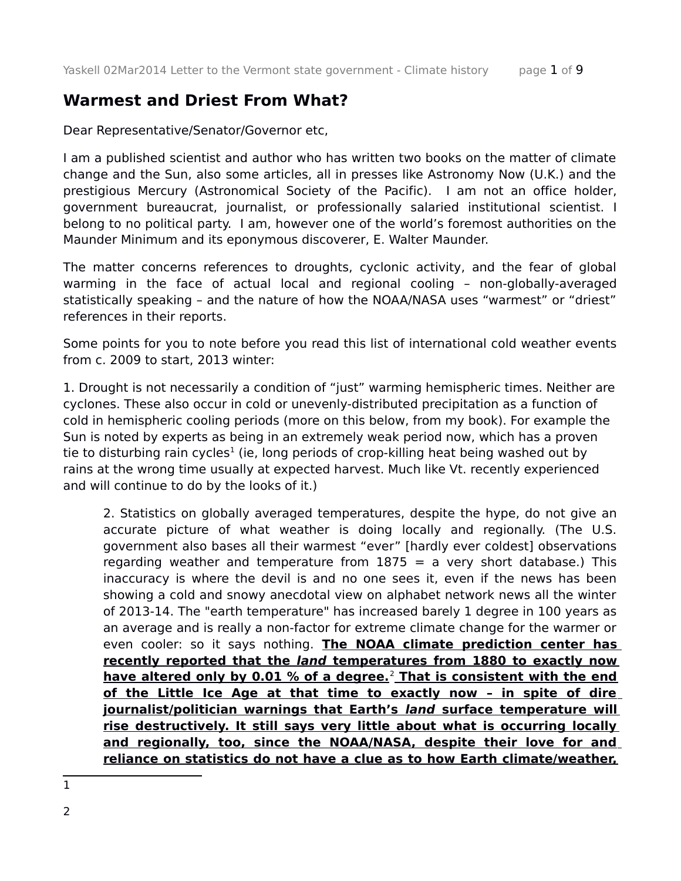## Warmest and Driest From What?

Dear Representative/Senator/Governor etc,

I am a published scientist and author who has written two books on the matter of climate change and the Sun, also some articles, all in presses like Astronomy Now (U.K.) and the prestigious Mercury (Astronomical Society of the Pacific). I am not an office holder, government bureaucrat, journalist, or professionally salaried institutional scientist. I belong to no political party. I am, however one of the world's foremost authorities on the Maunder Minimum and its eponymous discoverer, E. Walter Maunder.

The matter concerns references to droughts, cyclonic activity, and the fear of global warming in the face of actual local and regional cooling – non-globally-averaged statistically speaking – and the nature of how the NOAA/NASA uses "warmest" or "driest" references in their reports.

Some points for you to note before you read this list of international cold weather events from c. 2009 to start, 2013 winter:

1. Drought is not necessarily a condition of "just" warming hemispheric times. Neither are cyclones. These also occur in cold or unevenly-distributed precipitation as a function of cold in hemispheric cooling periods (more on this below, from my book). For example the Sun is noted by experts as being in an extremely weak period now, which has a proven tie to disturbing rain cycles[1] (ie, long periods of crop-killing heat being washed out by rains at the wrong time usually at expected harvest. Much like Vt. recently experienced and will continue to do by the looks of it.)

> 2. Statistics on globally averaged temperatures, despite the hype, do not give an accurate picture of what weather is doing locally and regionally. (The U.S. government also bases all their warmest "ever" [hardly ever coldest] observations regarding weather and temperature from 1875 = a very short database.) This inaccuracy is where the devil is and no one sees it, even if the news has been showing a cold and snowy anecdotal view on alphabet network news all the winter of 2013-14. The "earth temperature" has increased barely 1 degree in 100 years as an average and is really a non-factor for extreme climate change for the warmer or even cooler: so it says nothing. **The NOAA climate prediction center has recently reported that the *land* temperatures from 1880 to exactly now have altered only by 0.01 % of a degree.**[2] **That is consistent with the end of the Little Ice Age at that time to exactly now – in spite of dire journalist/politician warnings that Earth's *land* surface temperature will rise destructively. It still says very little about what is occurring locally and regionally, too, since the NOAA/NASA, despite their love for and reliance on statistics do not have a clue as to how Earth climate/weather,**

1

2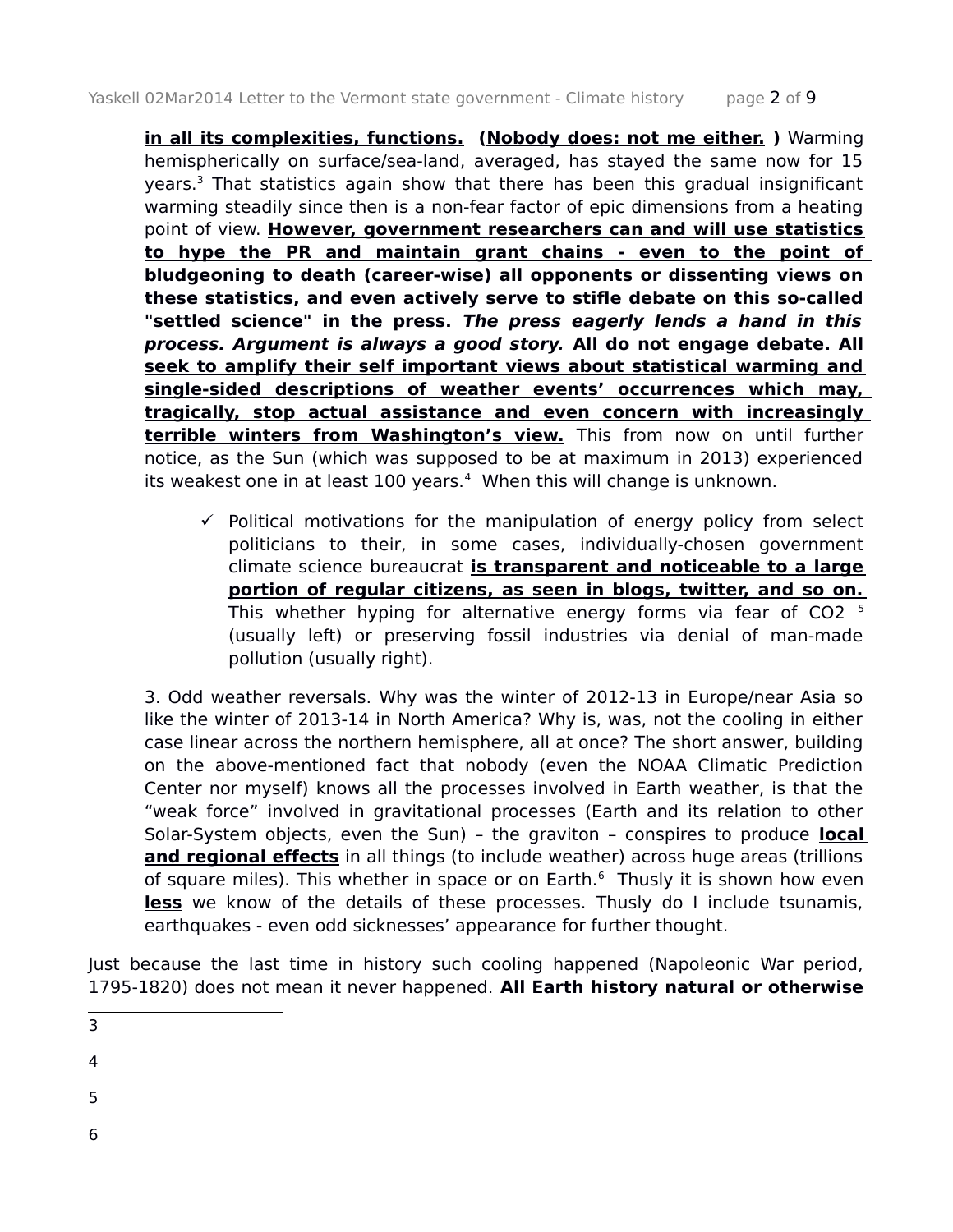**in all its complexities, functions.** (**Nobody does: not me either.** **)** Warming hemispherically on surface/sea-land, averaged, has stayed the same now for 15 years.[3] That statistics again show that there has been this gradual insignificant warming steadily since then is a non-fear factor of epic dimensions from a heating point of view. **However, government researchers can and will use statistics to hype the PR and maintain grant chains - even to the point of bludgeoning to death (career-wise) all opponents or dissenting views on these statistics, and even actively serve to stifle debate on this so-called "settled science" in the press.** ***The press eagerly lends a hand in this process. Argument is always a good story.*** **All do not engage debate. All seek to amplify their self important views about statistical warming and single-sided descriptions of weather events' occurrences which may, tragically, stop actual assistance and even concern with increasingly terrible winters from Washington's view.** This from now on until further notice, as the Sun (which was supposed to be at maximum in 2013) experienced its weakest one in at least 100 years.[4] When this will change is unknown.

- ✓ Political motivations for the manipulation of energy policy from select politicians to their, in some cases, individually-chosen government climate science bureaucrat **is transparent and noticeable to a large portion of regular citizens, as seen in blogs, twitter, and so on.** This whether hyping for alternative energy forms via fear of $CO_2$ [5] (usually left) or preserving fossil industries via denial of man-made pollution (usually right).

3. Odd weather reversals. Why was the winter of 2012-13 in Europe/near Asia so like the winter of 2013-14 in North America? Why is, was, not the cooling in either case linear across the northern hemisphere, all at once? The short answer, building on the above-mentioned fact that nobody (even the NOAA Climatic Prediction Center nor myself) knows all the processes involved in Earth weather, is that the "weak force" involved in gravitational processes (Earth and its relation to other Solar-System objects, even the Sun) – the graviton – conspires to produce **local and regional effects** in all things (to include weather) across huge areas (trillions of square miles). This whether in space or on Earth.[6] Thusly it is shown how even **less** we know of the details of these processes. Thusly do I include tsunamis, earthquakes - even odd sicknesses' appearance for further thought.

Just because the last time in history such cooling happened (Napoleonic War period, 1795-1820) does not mean it never happened. **All Earth history natural or otherwise**

---

3

4

5

6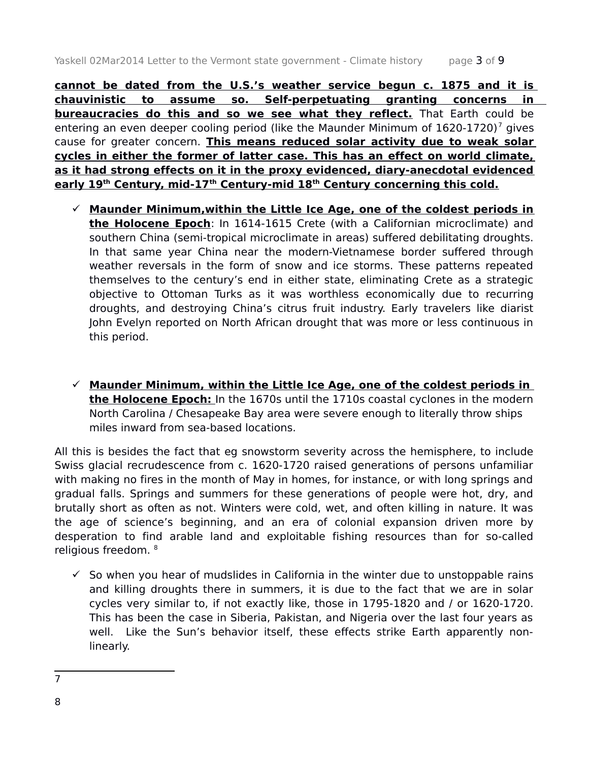**cannot be dated from the U.S.'s weather service begun c. 1875 and it is chauvinistic to assume so. Self-perpetuating granting concerns in bureaucracies do this and so we see what they reflect.** That Earth could be entering an even deeper cooling period (like the Maunder Minimum of 1620-1720)[7] gives cause for greater concern. **This means reduced solar activity due to weak solar cycles in either the former of latter case. This has an effect on world climate, as it had strong effects on it in the proxy evidenced, diary-anecdotal evidenced early 19th Century, mid-17th Century-mid 18th Century concerning this cold.**

- ✓ **Maunder Minimum,within the Little Ice Age, one of the coldest periods in the Holocene Epoch**: In 1614-1615 Crete (with a Californian microclimate) and southern China (semi-tropical microclimate in areas) suffered debilitating droughts. In that same year China near the modern-Vietnamese border suffered through weather reversals in the form of snow and ice storms. These patterns repeated themselves to the century's end in either state, eliminating Crete as a strategic objective to Ottoman Turks as it was worthless economically due to recurring droughts, and destroying China's citrus fruit industry. Early travelers like diarist John Evelyn reported on North African drought that was more or less continuous in this period.

- ✓ **Maunder Minimum, within the Little Ice Age, one of the coldest periods in the Holocene Epoch:** In the 1670s until the 1710s coastal cyclones in the modern North Carolina / Chesapeake Bay area were severe enough to literally throw ships miles inward from sea-based locations.

All this is besides the fact that eg snowstorm severity across the hemisphere, to include Swiss glacial recrudescence from c. 1620-1720 raised generations of persons unfamiliar with making no fires in the month of May in homes, for instance, or with long springs and gradual falls. Springs and summers for these generations of people were hot, dry, and brutally short as often as not. Winters were cold, wet, and often killing in nature. It was the age of science's beginning, and an era of colonial expansion driven more by desperation to find arable land and exploitable fishing resources than for so-called religious freedom. [8]

- ✓ So when you hear of mudslides in California in the winter due to unstoppable rains and killing droughts there in summers, it is due to the fact that we are in solar cycles very similar to, if not exactly like, those in 1795-1820 and / or 1620-1720. This has been the case in Siberia, Pakistan, and Nigeria over the last four years as well. Like the Sun's behavior itself, these effects strike Earth apparently non-linearly.

---

7

8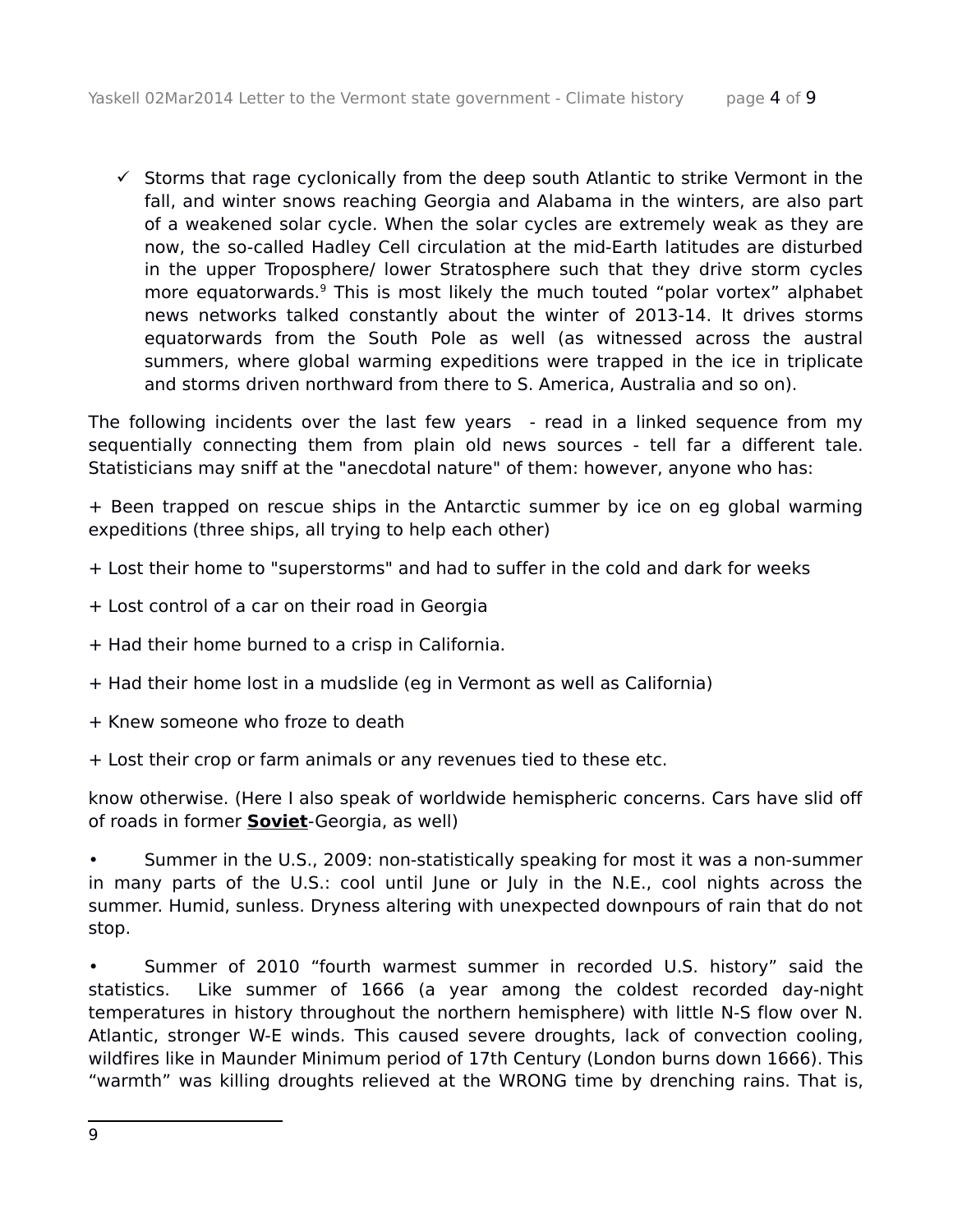- ✓ Storms that rage cyclonically from the deep south Atlantic to strike Vermont in the fall, and winter snows reaching Georgia and Alabama in the winters, are also part of a weakened solar cycle. When the solar cycles are extremely weak as they are now, the so-called Hadley Cell circulation at the mid-Earth latitudes are disturbed in the upper Troposphere/ lower Stratosphere such that they drive storm cycles more equatorwards.[9] This is most likely the much touted “polar vortex” alphabet news networks talked constantly about the winter of 2013-14. It drives storms equatorwards from the South Pole as well (as witnessed across the austral summers, where global warming expeditions were trapped in the ice in triplicate and storms driven northward from there to S. America, Australia and so on).

The following incidents over the last few years - read in a linked sequence from my sequentially connecting them from plain old news sources - tell far a different tale. Statisticians may sniff at the "anecdotal nature" of them: however, anyone who has:

+ Been trapped on rescue ships in the Antarctic summer by ice on eg global warming expeditions (three ships, all trying to help each other)

+ Lost their home to "superstorms" and had to suffer in the cold and dark for weeks

+ Lost control of a car on their road in Georgia

+ Had their home burned to a crisp in California.

+ Had their home lost in a mudslide (eg in Vermont as well as California)

+ Knew someone who froze to death

+ Lost their crop or farm animals or any revenues tied to these etc.

know otherwise. (Here I also speak of worldwide hemispheric concerns. Cars have slid off of roads in former **Soviet**-Georgia, as well)

- Summer in the U.S., 2009: non-statistically speaking for most it was a non-summer in many parts of the U.S.: cool until June or July in the N.E., cool nights across the summer. Humid, sunless. Dryness altering with unexpected downpours of rain that do not stop.

- Summer of 2010 “fourth warmest summer in recorded U.S. history” said the statistics. Like summer of 1666 (a year among the coldest recorded day-night temperatures in history throughout the northern hemisphere) with little N-S flow over N. Atlantic, stronger W-E winds. This caused severe droughts, lack of convection cooling, wildfires like in Maunder Minimum period of 17th Century (London burns down 1666). This “warmth” was killing droughts relieved at the WRONG time by drenching rains. That is,

---

9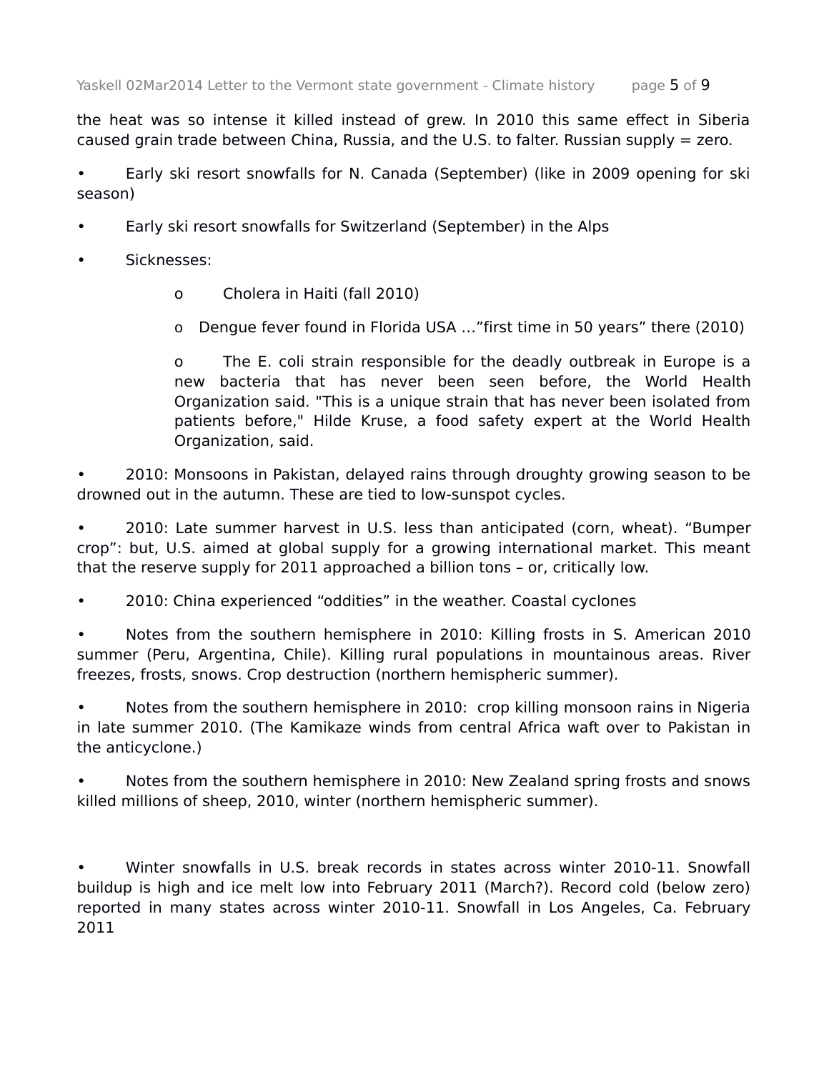the heat was so intense it killed instead of grew. In 2010 this same effect in Siberia caused grain trade between China, Russia, and the U.S. to falter. Russian supply = zero.

- Early ski resort snowfalls for N. Canada (September) (like in 2009 opening for ski season)
- Early ski resort snowfalls for Switzerland (September) in the Alps
- Sicknesses:
  - Cholera in Haiti (fall 2010)
  - Dengue fever found in Florida USA …"first time in 50 years" there (2010)
  - The E. coli strain responsible for the deadly outbreak in Europe is a new bacteria that has never been seen before, the World Health Organization said. "This is a unique strain that has never been isolated from patients before," Hilde Kruse, a food safety expert at the World Health Organization, said.
- 2010: Monsoons in Pakistan, delayed rains through droughty growing season to be drowned out in the autumn. These are tied to low-sunspot cycles.
- 2010: Late summer harvest in U.S. less than anticipated (corn, wheat). "Bumper crop": but, U.S. aimed at global supply for a growing international market. This meant that the reserve supply for 2011 approached a billion tons – or, critically low.
- 2010: China experienced "oddities" in the weather. Coastal cyclones
- Notes from the southern hemisphere in 2010: Killing frosts in S. American 2010 summer (Peru, Argentina, Chile). Killing rural populations in mountainous areas. River freezes, frosts, snows. Crop destruction (northern hemispheric summer).
- Notes from the southern hemisphere in 2010: crop killing monsoon rains in Nigeria in late summer 2010. (The Kamikaze winds from central Africa waft over to Pakistan in the anticyclone.)
- Notes from the southern hemisphere in 2010: New Zealand spring frosts and snows killed millions of sheep, 2010, winter (northern hemispheric summer).

- Winter snowfalls in U.S. break records in states across winter 2010-11. Snowfall buildup is high and ice melt low into February 2011 (March?). Record cold (below zero) reported in many states across winter 2010-11. Snowfall in Los Angeles, Ca. February 2011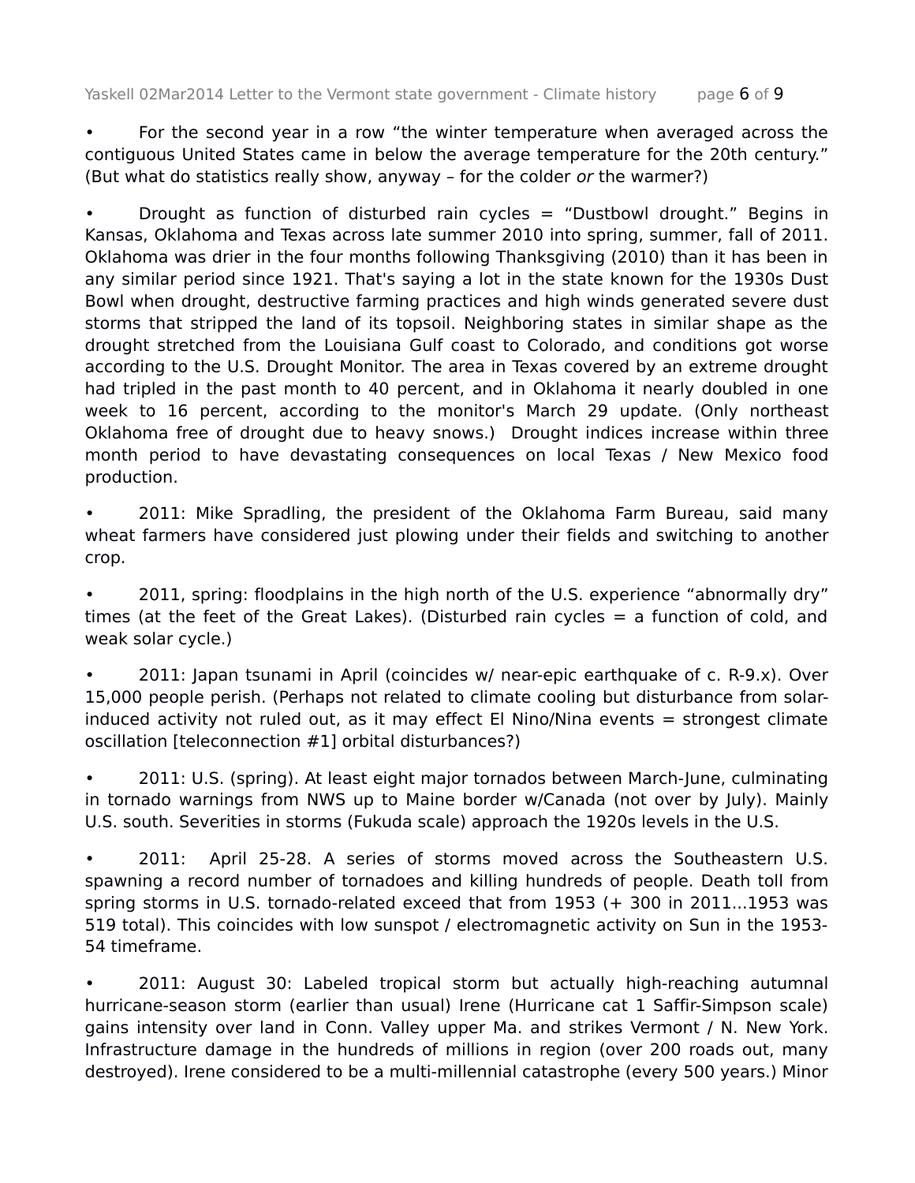- For the second year in a row "the winter temperature when averaged across the contiguous United States came in below the average temperature for the 20th century." (But what do statistics really show, anyway – for the colder *or* the warmer?)

- Drought as function of disturbed rain cycles = "Dustbowl drought." Begins in Kansas, Oklahoma and Texas across late summer 2010 into spring, summer, fall of 2011. Oklahoma was drier in the four months following Thanksgiving (2010) than it has been in any similar period since 1921. That's saying a lot in the state known for the 1930s Dust Bowl when drought, destructive farming practices and high winds generated severe dust storms that stripped the land of its topsoil. Neighboring states in similar shape as the drought stretched from the Louisiana Gulf coast to Colorado, and conditions got worse according to the U.S. Drought Monitor. The area in Texas covered by an extreme drought had tripled in the past month to 40 percent, and in Oklahoma it nearly doubled in one week to 16 percent, according to the monitor's March 29 update. (Only northeast Oklahoma free of drought due to heavy snows.) Drought indices increase within three month period to have devastating consequences on local Texas / New Mexico food production.

- 2011: Mike Spradling, the president of the Oklahoma Farm Bureau, said many wheat farmers have considered just plowing under their fields and switching to another crop.

- 2011, spring: floodplains in the high north of the U.S. experience "abnormally dry" times (at the feet of the Great Lakes). (Disturbed rain cycles = a function of cold, and weak solar cycle.)

- 2011: Japan tsunami in April (coincides w/ near-epic earthquake of c. R-9.x). Over 15,000 people perish. (Perhaps not related to climate cooling but disturbance from solar-induced activity not ruled out, as it may effect El Nino/Nina events = strongest climate oscillation [teleconnection #1] orbital disturbances?)

- 2011: U.S. (spring). At least eight major tornados between March-June, culminating in tornado warnings from NWS up to Maine border w/Canada (not over by July). Mainly U.S. south. Severities in storms (Fukuda scale) approach the 1920s levels in the U.S.

- 2011: April 25-28. A series of storms moved across the Southeastern U.S. spawning a record number of tornadoes and killing hundreds of people. Death toll from spring storms in U.S. tornado-related exceed that from 1953 (+ 300 in 2011...1953 was 519 total). This coincides with low sunspot / electromagnetic activity on Sun in the 1953-54 timeframe.

- 2011: August 30: Labeled tropical storm but actually high-reaching autumnal hurricane-season storm (earlier than usual) Irene (Hurricane cat 1 Saffir-Simpson scale) gains intensity over land in Conn. Valley upper Ma. and strikes Vermont / N. New York. Infrastructure damage in the hundreds of millions in region (over 200 roads out, many destroyed). Irene considered to be a multi-millennial catastrophe (every 500 years.) Minor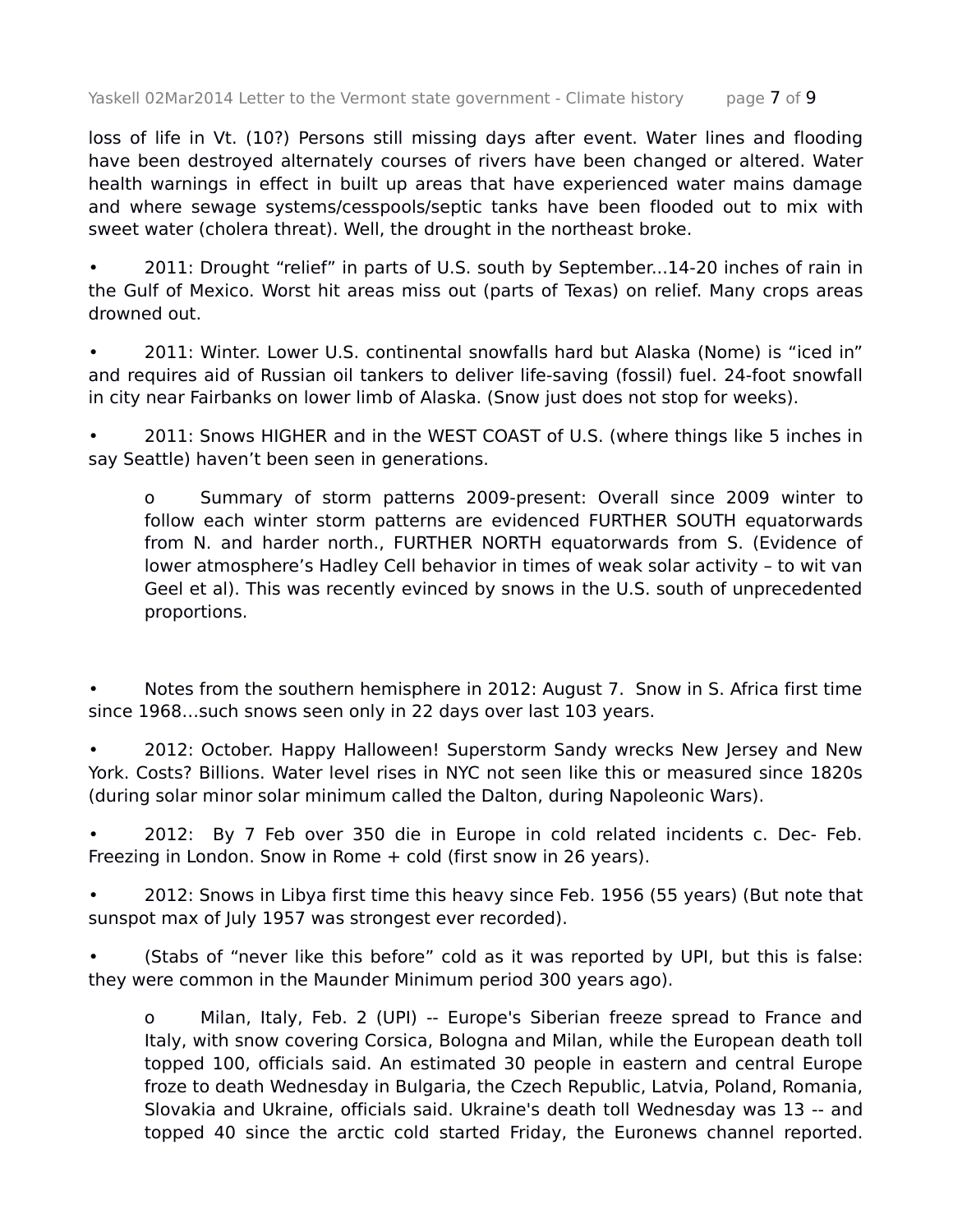loss of life in Vt. (10?) Persons still missing days after event. Water lines and flooding have been destroyed alternately courses of rivers have been changed or altered. Water health warnings in effect in built up areas that have experienced water mains damage and where sewage systems/cesspools/septic tanks have been flooded out to mix with sweet water (cholera threat). Well, the drought in the northeast broke.

- 2011: Drought “relief” in parts of U.S. south by September...14-20 inches of rain in the Gulf of Mexico. Worst hit areas miss out (parts of Texas) on relief. Many crops areas drowned out.

- 2011: Winter. Lower U.S. continental snowfalls hard but Alaska (Nome) is “iced in” and requires aid of Russian oil tankers to deliver life-saving (fossil) fuel. 24-foot snowfall in city near Fairbanks on lower limb of Alaska. (Snow just does not stop for weeks).

- 2011: Snows HIGHER and in the WEST COAST of U.S. (where things like 5 inches in say Seattle) haven’t been seen in generations.

    - Summary of storm patterns 2009-present: Overall since 2009 winter to follow each winter storm patterns are evidenced FURTHER SOUTH equatorwards from N. and harder north., FURTHER NORTH equatorwards from S. (Evidence of lower atmosphere’s Hadley Cell behavior in times of weak solar activity – to wit van Geel et al). This was recently evinced by snows in the U.S. south of unprecedented proportions.

- Notes from the southern hemisphere in 2012: August 7. Snow in S. Africa first time since 1968…such snows seen only in 22 days over last 103 years.

- 2012: October. Happy Halloween! Superstorm Sandy wrecks New Jersey and New York. Costs? Billions. Water level rises in NYC not seen like this or measured since 1820s (during solar minor solar minimum called the Dalton, during Napoleonic Wars).

- 2012: By 7 Feb over 350 die in Europe in cold related incidents c. Dec- Feb. Freezing in London. Snow in Rome + cold (first snow in 26 years).

- 2012: Snows in Libya first time this heavy since Feb. 1956 (55 years) (But note that sunspot max of July 1957 was strongest ever recorded).

- (Stabs of “never like this before” cold as it was reported by UPI, but this is false: they were common in the Maunder Minimum period 300 years ago).

    - Milan, Italy, Feb. 2 (UPI) -- Europe's Siberian freeze spread to France and Italy, with snow covering Corsica, Bologna and Milan, while the European death toll topped 100, officials said. An estimated 30 people in eastern and central Europe froze to death Wednesday in Bulgaria, the Czech Republic, Latvia, Poland, Romania, Slovakia and Ukraine, officials said. Ukraine's death toll Wednesday was 13 -- and topped 40 since the arctic cold started Friday, the Euronews channel reported.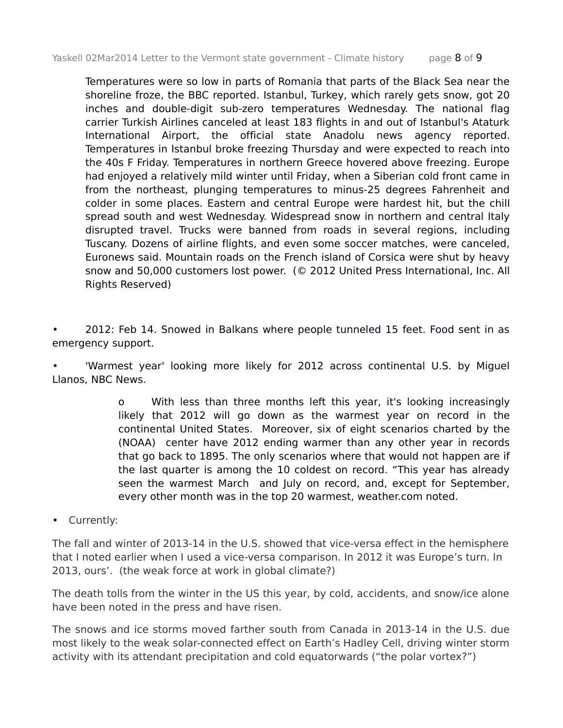> Temperatures were so low in parts of Romania that parts of the Black Sea near the shoreline froze, the BBC reported. Istanbul, Turkey, which rarely gets snow, got 20 inches and double-digit sub-zero temperatures Wednesday. The national flag carrier Turkish Airlines canceled at least 183 flights in and out of Istanbul's Ataturk International Airport, the official state Anadolu news agency reported. Temperatures in Istanbul broke freezing Thursday and were expected to reach into the 40s F Friday. Temperatures in northern Greece hovered above freezing. Europe had enjoyed a relatively mild winter until Friday, when a Siberian cold front came in from the northeast, plunging temperatures to minus-25 degrees Fahrenheit and colder in some places. Eastern and central Europe were hardest hit, but the chill spread south and west Wednesday. Widespread snow in northern and central Italy disrupted travel. Trucks were banned from roads in several regions, including Tuscany. Dozens of airline flights, and even some soccer matches, were canceled, Euronews said. Mountain roads on the French island of Corsica were shut by heavy snow and 50,000 customers lost power. (© 2012 United Press International, Inc. All Rights Reserved)

- 2012: Feb 14. Snowed in Balkans where people tunneled 15 feet. Food sent in as emergency support.
- 'Warmest year' looking more likely for 2012 across continental U.S. by Miguel Llanos, NBC News.
    - With less than three months left this year, it's looking increasingly likely that 2012 will go down as the warmest year on record in the continental United States. Moreover, six of eight scenarios charted by the (NOAA) center have 2012 ending warmer than any other year in records that go back to 1895. The only scenarios where that would not happen are if the last quarter is among the 10 coldest on record. "This year has already seen the warmest March and July on record, and, except for September, every other month was in the top 20 warmest, weather.com noted.
- Currently:

The fall and winter of 2013-14 in the U.S. showed that vice-versa effect in the hemisphere that I noted earlier when I used a vice-versa comparison. In 2012 it was Europe's turn. In 2013, ours'. (the weak force at work in global climate?)

The death tolls from the winter in the US this year, by cold, accidents, and snow/ice alone have been noted in the press and have risen.

The snows and ice storms moved farther south from Canada in 2013-14 in the U.S. due most likely to the weak solar-connected effect on Earth's Hadley Cell, driving winter storm activity with its attendant precipitation and cold equatorwards ("the polar vortex?")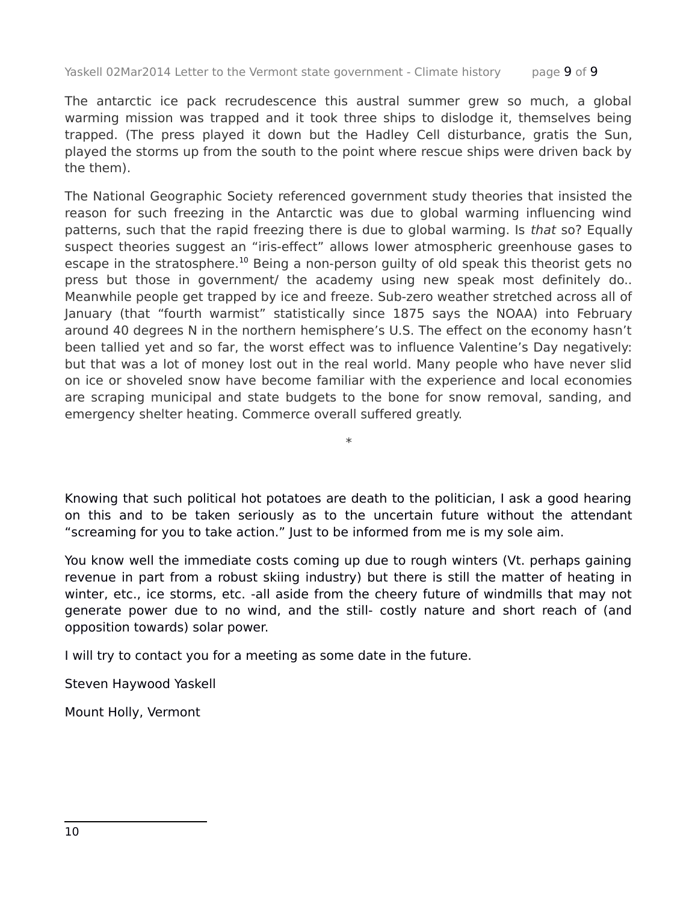The antarctic ice pack recrudescence this austral summer grew so much, a global warming mission was trapped and it took three ships to dislodge it, themselves being trapped. (The press played it down but the Hadley Cell disturbance, gratis the Sun, played the storms up from the south to the point where rescue ships were driven back by the them).

The National Geographic Society referenced government study theories that insisted the reason for such freezing in the Antarctic was due to global warming influencing wind patterns, such that the rapid freezing there is due to global warming. Is *that* so? Equally suspect theories suggest an "iris-effect" allows lower atmospheric greenhouse gases to escape in the stratosphere.[10] Being a non-person guilty of old speak this theorist gets no press but those in government/ the academy using new speak most definitely do.. Meanwhile people get trapped by ice and freeze. Sub-zero weather stretched across all of January (that "fourth warmist" statistically since 1875 says the NOAA) into February around 40 degrees N in the northern hemisphere's U.S. The effect on the economy hasn't been tallied yet and so far, the worst effect was to influence Valentine's Day negatively: but that was a lot of money lost out in the real world. Many people who have never slid on ice or shoveled snow have become familiar with the experience and local economies are scraping municipal and state budgets to the bone for snow removal, sanding, and emergency shelter heating. Commerce overall suffered greatly.

*

Knowing that such political hot potatoes are death to the politician, I ask a good hearing on this and to be taken seriously as to the uncertain future without the attendant "screaming for you to take action." Just to be informed from me is my sole aim.

You know well the immediate costs coming up due to rough winters (Vt. perhaps gaining revenue in part from a robust skiing industry) but there is still the matter of heating in winter, etc., ice storms, etc. -all aside from the cheery future of windmills that may not generate power due to no wind, and the still- costly nature and short reach of (and opposition towards) solar power.

I will try to contact you for a meeting as some date in the future.

Steven Haywood Yaskell

Mount Holly, Vermont

---

10